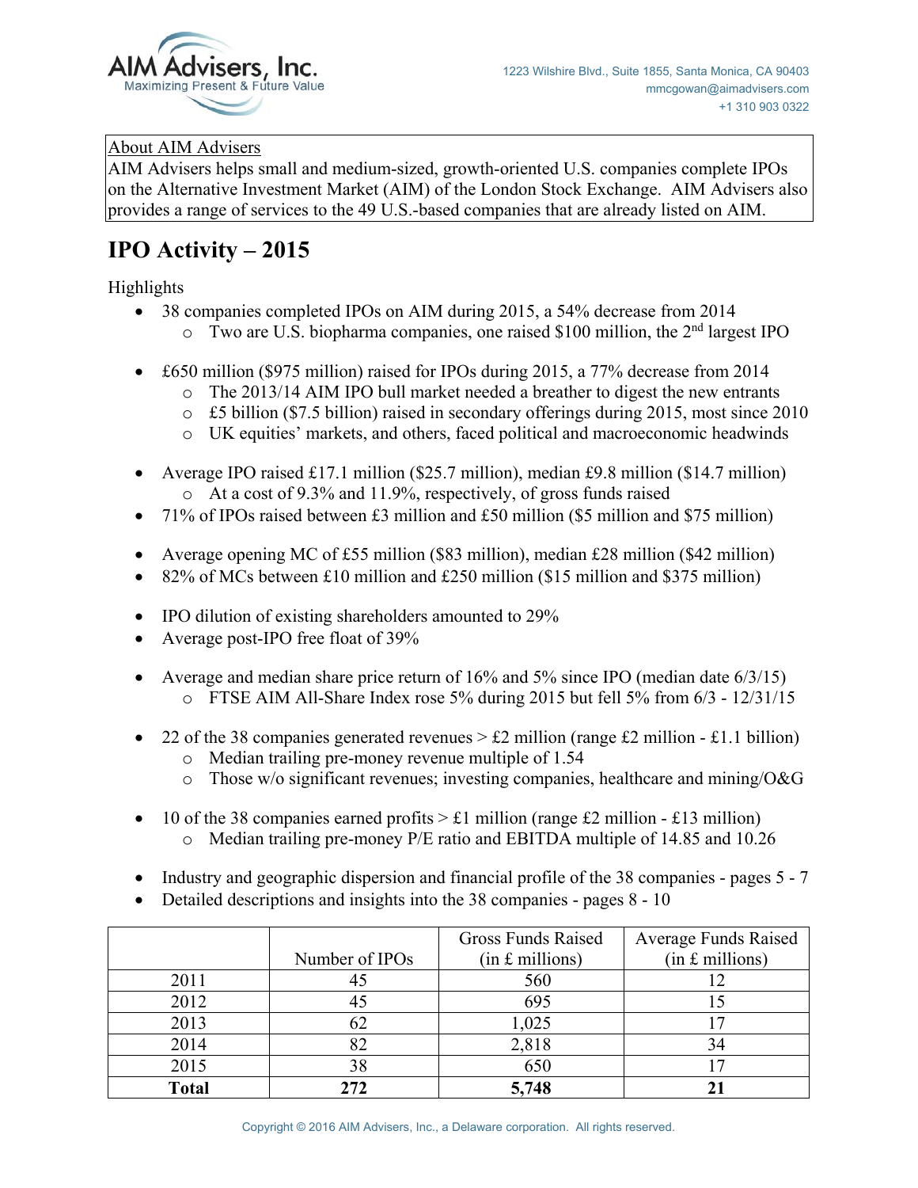AIM Advisers, Inc.
Maximizing Present & Future Value

1223 Wilshire Blvd., Suite 1855, Santa Monica, CA 90403
mmcgowan@aimadvisers.com
+1 310 903 0322

About AIM Advisers
AIM Advisers helps small and medium-sized, growth-oriented U.S. companies complete IPOs on the Alternative Investment Market (AIM) of the London Stock Exchange. AIM Advisers also provides a range of services to the 49 U.S.-based companies that are already listed on AIM.

# IPO Activity – 2015

Highlights

- 38 companies completed IPOs on AIM during 2015, a 54% decrease from 2014
  - Two are U.S. biopharma companies, one raised $100 million, the 2nd largest IPO
- £650 million ($975 million) raised for IPOs during 2015, a 77% decrease from 2014
  - The 2013/14 AIM IPO bull market needed a breather to digest the new entrants
  - £5 billion ($7.5 billion) raised in secondary offerings during 2015, most since 2010
  - UK equities' markets, and others, faced political and macroeconomic headwinds
- Average IPO raised £17.1 million ($25.7 million), median £9.8 million ($14.7 million)
  - At a cost of 9.3% and 11.9%, respectively, of gross funds raised
- 71% of IPOs raised between £3 million and £50 million ($5 million and $75 million)
- Average opening MC of £55 million ($83 million), median £28 million ($42 million)
- 82% of MCs between £10 million and £250 million ($15 million and $375 million)
- IPO dilution of existing shareholders amounted to 29%
- Average post-IPO free float of 39%
- Average and median share price return of 16% and 5% since IPO (median date 6/3/15)
  - FTSE AIM All-Share Index rose 5% during 2015 but fell 5% from 6/3 - 12/31/15
- 22 of the 38 companies generated revenues > £2 million (range £2 million - £1.1 billion)
  - Median trailing pre-money revenue multiple of 1.54
  - Those w/o significant revenues; investing companies, healthcare and mining/O&G
- 10 of the 38 companies earned profits > £1 million (range £2 million - £13 million)
  - Median trailing pre-money P/E ratio and EBITDA multiple of 14.85 and 10.26
- Industry and geographic dispersion and financial profile of the 38 companies - pages 5 - 7
- Detailed descriptions and insights into the 38 companies - pages 8 - 10

| | Number of IPOs | Gross Funds Raised (in £ millions) | Average Funds Raised (in £ millions) |
|---|---|---|---|
| 2011 | 45 | 560 | 12 |
| 2012 | 45 | 695 | 15 |
| 2013 | 62 | 1,025 | 17 |
| 2014 | 82 | 2,818 | 34 |
| 2015 | 38 | 650 | 17 |
| **Total** | **272** | **5,748** | **21** |

Copyright © 2016 AIM Advisers, Inc., a Delaware corporation. All rights reserved.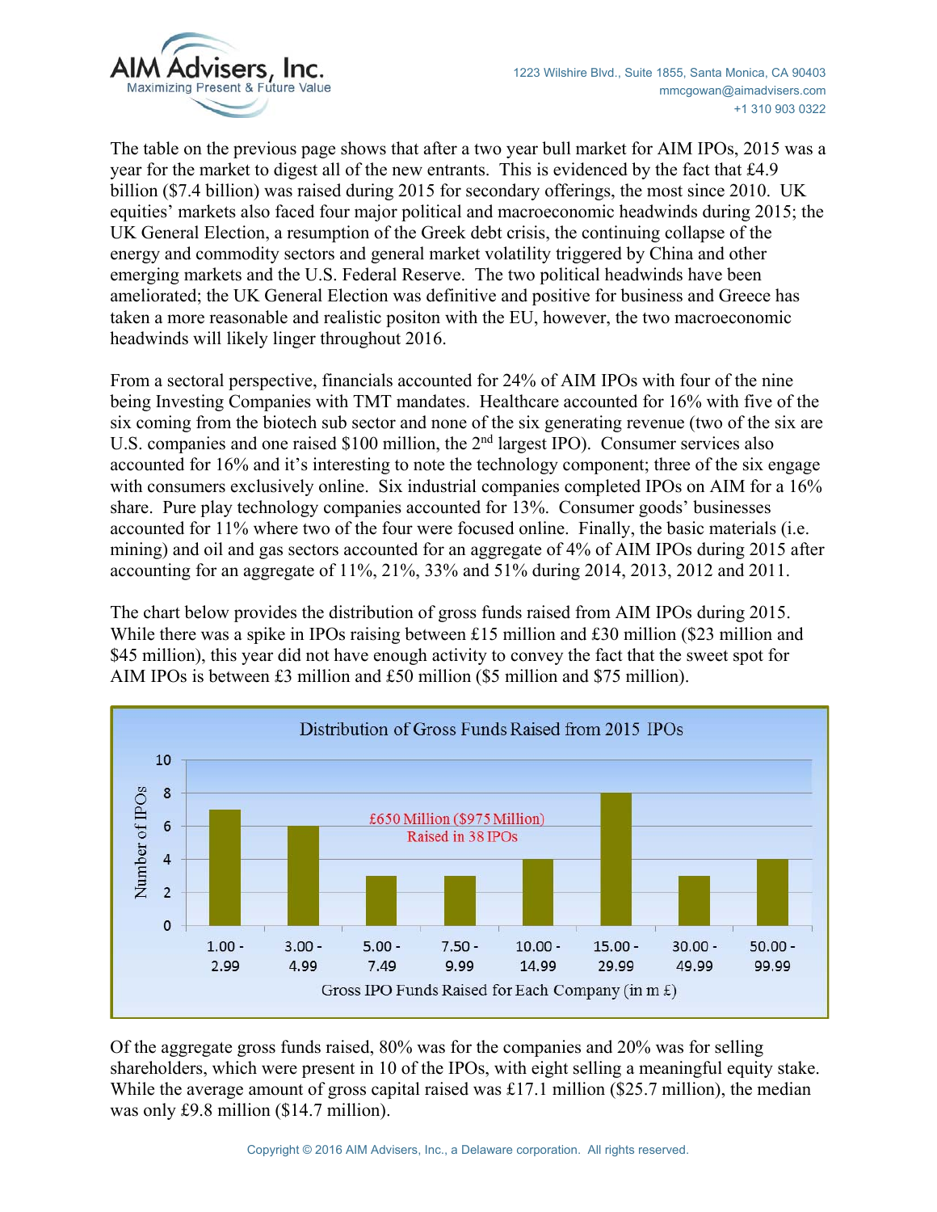The table on the previous page shows that after a two year bull market for AIM IPOs, 2015 was a year for the market to digest all of the new entrants. This is evidenced by the fact that £4.9 billion ($7.4 billion) was raised during 2015 for secondary offerings, the most since 2010. UK equities' markets also faced four major political and macroeconomic headwinds during 2015; the UK General Election, a resumption of the Greek debt crisis, the continuing collapse of the energy and commodity sectors and general market volatility triggered by China and other emerging markets and the U.S. Federal Reserve. The two political headwinds have been ameliorated; the UK General Election was definitive and positive for business and Greece has taken a more reasonable and realistic positon with the EU, however, the two macroeconomic headwinds will likely linger throughout 2016.

From a sectoral perspective, financials accounted for 24% of AIM IPOs with four of the nine being Investing Companies with TMT mandates. Healthcare accounted for 16% with five of the six coming from the biotech sub sector and none of the six generating revenue (two of the six are U.S. companies and one raised $100 million, the 2nd largest IPO). Consumer services also accounted for 16% and it's interesting to note the technology component; three of the six engage with consumers exclusively online. Six industrial companies completed IPOs on AIM for a 16% share. Pure play technology companies accounted for 13%. Consumer goods' businesses accounted for 11% where two of the four were focused online. Finally, the basic materials (i.e. mining) and oil and gas sectors accounted for an aggregate of 4% of AIM IPOs during 2015 after accounting for an aggregate of 11%, 21%, 33% and 51% during 2014, 2013, 2012 and 2011.

The chart below provides the distribution of gross funds raised from AIM IPOs during 2015. While there was a spike in IPOs raising between £15 million and £30 million ($23 million and $45 million), this year did not have enough activity to convey the fact that the sweet spot for AIM IPOs is between £3 million and £50 million ($5 million and $75 million).

**Distribution of Gross Funds Raised from 2015 IPOs**

£650 Million ($975 Million) Raised in 38 IPOs

| Gross IPO Funds Raised for Each Company (in m £) | Number of IPOs |
|---|---|
| 1.00 - 2.99 | 7 |
| 3.00 - 4.99 | 6 |
| 5.00 - 7.49 | 3 |
| 7.50 - 9.99 | 3 |
| 10.00 - 14.99 | 4 |
| 15.00 - 29.99 | 8 |
| 30.00 - 49.99 | 3 |
| 50.00 - 99.99 | 4 |

Of the aggregate gross funds raised, 80% was for the companies and 20% was for selling shareholders, which were present in 10 of the IPOs, with eight selling a meaningful equity stake. While the average amount of gross capital raised was £17.1 million ($25.7 million), the median was only £9.8 million ($14.7 million).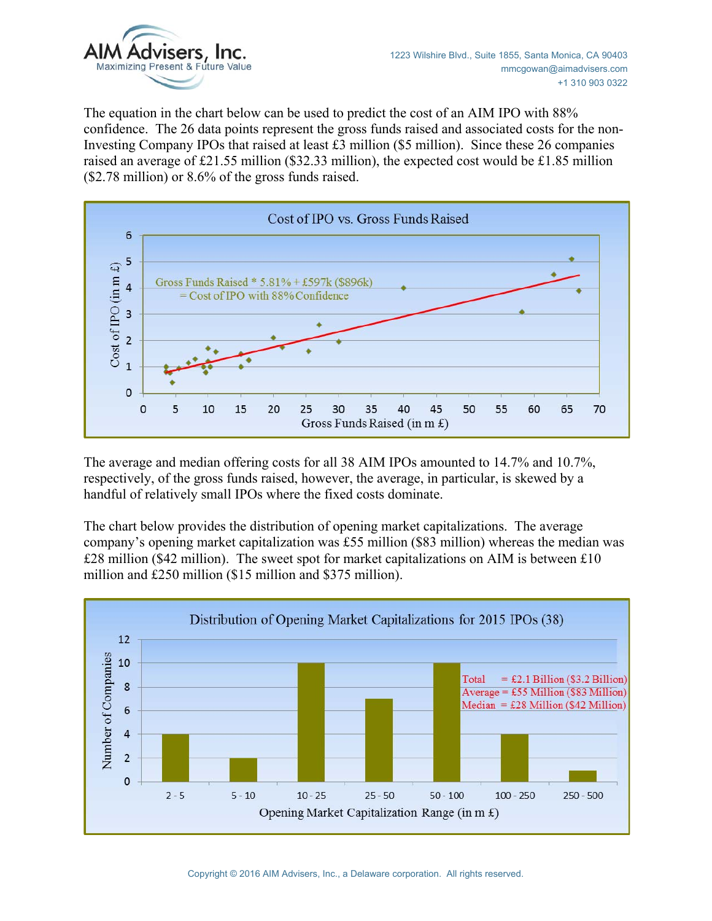The equation in the chart below can be used to predict the cost of an AIM IPO with 88% confidence. The 26 data points represent the gross funds raised and associated costs for the non-Investing Company IPOs that raised at least £3 million ($5 million). Since these 26 companies raised an average of £21.55 million ($32.33 million), the expected cost would be £1.85 million ($2.78 million) or 8.6% of the gross funds raised.

**Cost of IPO vs. Gross Funds Raised**

Gross Funds Raised * 5.81% + £597k ($896k) = Cost of IPO with 88% Confidence

The average and median offering costs for all 38 AIM IPOs amounted to 14.7% and 10.7%, respectively, of the gross funds raised, however, the average, in particular, is skewed by a handful of relatively small IPOs where the fixed costs dominate.

The chart below provides the distribution of opening market capitalizations. The average company's opening market capitalization was £55 million ($83 million) whereas the median was £28 million ($42 million). The sweet spot for market capitalizations on AIM is between £10 million and £250 million ($15 million and $375 million).

**Distribution of Opening Market Capitalizations for 2015 IPOs (38)**

| Opening Market Capitalization Range (in m £) | Number of Companies |
|---|---|
| 2 - 5 | 4 |
| 5 - 10 | 2 |
| 10 - 25 | 10 |
| 25 - 50 | 7 |
| 50 - 100 | 10 |
| 100 - 250 | 4 |
| 250 - 500 | 1 |

Total = £2.1 Billion ($3.2 Billion)
Average = £55 Million ($83 Million)
Median = £28 Million ($42 Million)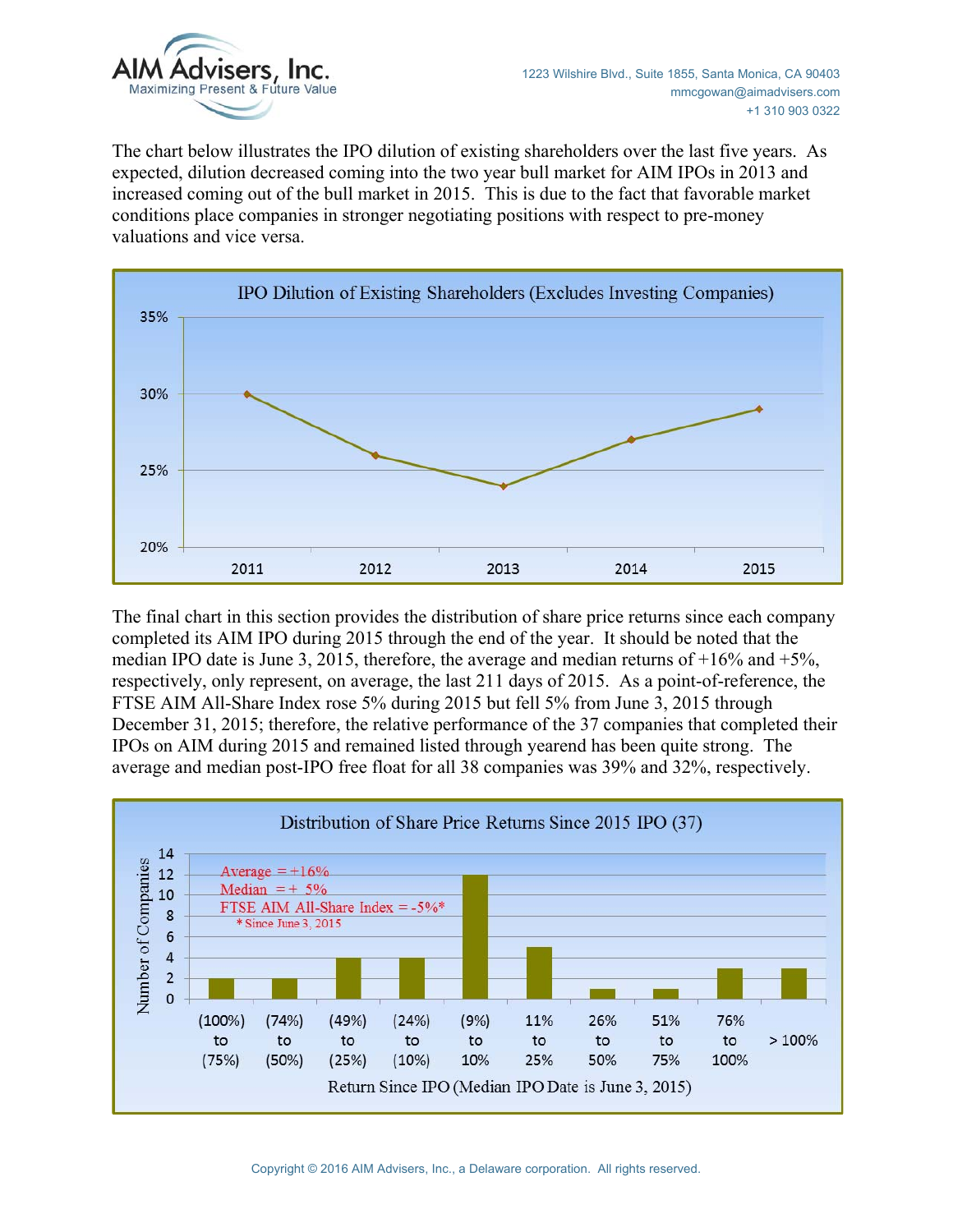The chart below illustrates the IPO dilution of existing shareholders over the last five years. As expected, dilution decreased coming into the two year bull market for AIM IPOs in 2013 and increased coming out of the bull market in 2015. This is due to the fact that favorable market conditions place companies in stronger negotiating positions with respect to pre-money valuations and vice versa.

**IPO Dilution of Existing Shareholders (Excludes Investing Companies)**

| Year | Dilution |
|---|---|
| 2011 | 30% |
| 2012 | 26% |
| 2013 | 24% |
| 2014 | 27% |
| 2015 | 29% |

The final chart in this section provides the distribution of share price returns since each company completed its AIM IPO during 2015 through the end of the year. It should be noted that the median IPO date is June 3, 2015, therefore, the average and median returns of +16% and +5%, respectively, only represent, on average, the last 211 days of 2015. As a point-of-reference, the FTSE AIM All-Share Index rose 5% during 2015 but fell 5% from June 3, 2015 through December 31, 2015; therefore, the relative performance of the 37 companies that completed their IPOs on AIM during 2015 and remained listed through yearend has been quite strong. The average and median post-IPO free float for all 38 companies was 39% and 32%, respectively.

**Distribution of Share Price Returns Since 2015 IPO (37)**

Average = +16%
Median = + 5%
FTSE AIM All-Share Index = -5%*
* Since June 3, 2015

| Return Since IPO (Median IPO Date is June 3, 2015) | Number of Companies |
|---|---|
| (100%) to (75%) | 2 |
| (74%) to (50%) | 2 |
| (49%) to (25%) | 4 |
| (24%) to (10%) | 4 |
| (9%) to 10% | 12 |
| 11% to 25% | 5 |
| 26% to 50% | 1 |
| 51% to 75% | 1 |
| 76% to 100% | 3 |
| > 100% | 3 |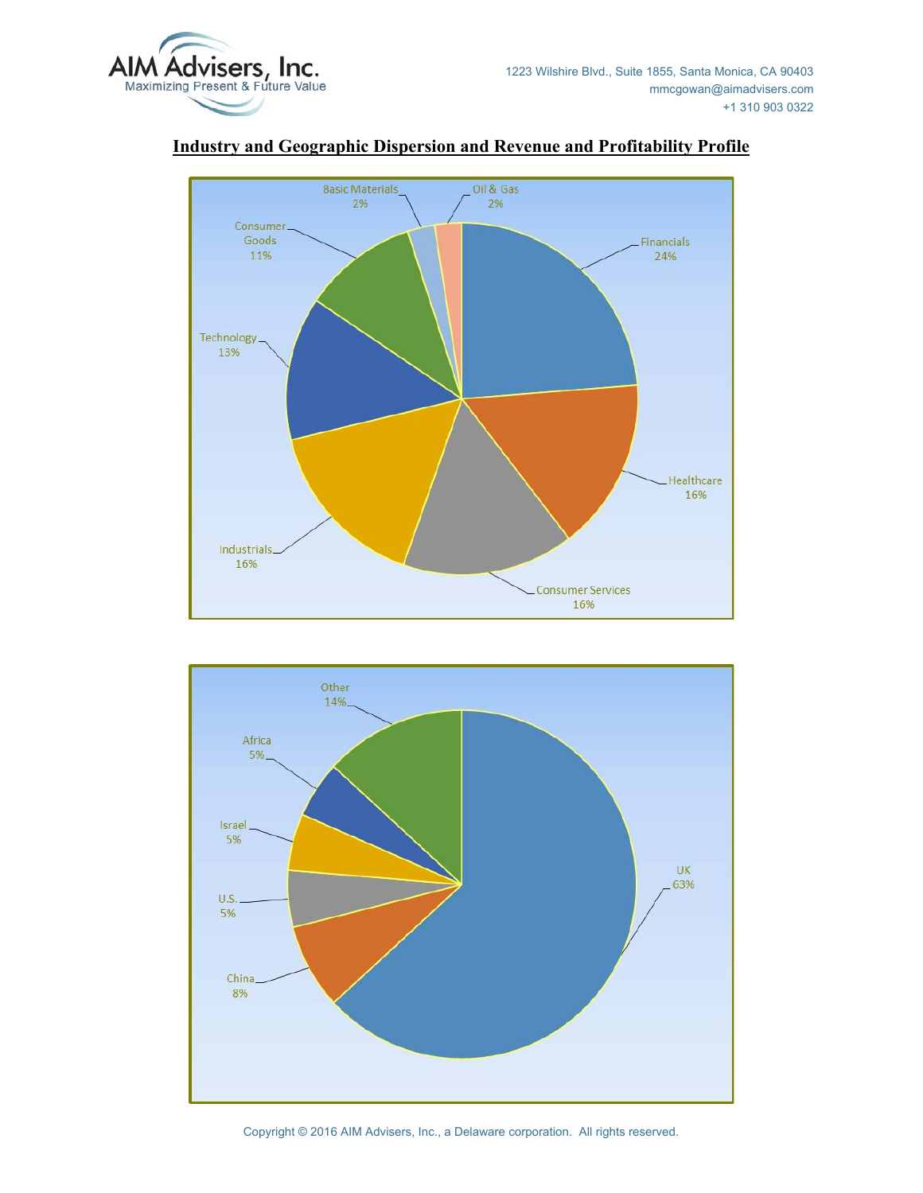## Industry and Geographic Dispersion and Revenue and Profitability Profile

Financials 24%
Healthcare 16%
Consumer Services 16%
Industrials 16%
Technology 13%
Consumer Goods 11%
Basic Materials 2%
Oil & Gas 2%

UK 63%
China 8%
U.S. 5%
Israel 5%
Africa 5%
Other 14%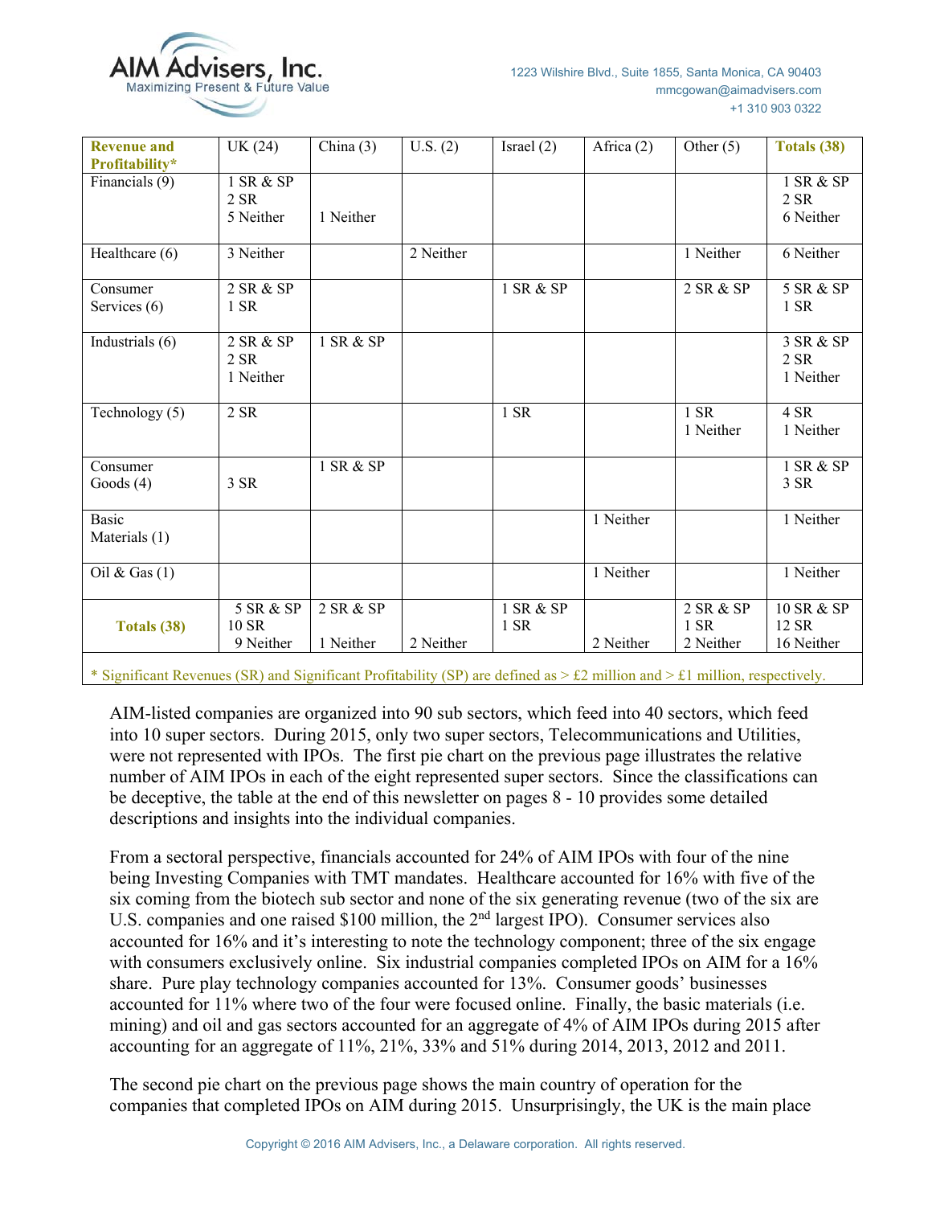| Revenue and Profitability* | UK (24) | China (3) | U.S. (2) | Israel (2) | Africa (2) | Other (5) | Totals (38) |
|---|---|---|---|---|---|---|---|
| Financials (9) | 1 SR & SP<br>2 SR<br>5 Neither | 1 Neither | | | | | 1 SR & SP<br>2 SR<br>6 Neither |
| Healthcare (6) | 3 Neither | | 2 Neither | | | 1 Neither | 6 Neither |
| Consumer Services (6) | 2 SR & SP<br>1 SR | | | 1 SR & SP | | 2 SR & SP | 5 SR & SP<br>1 SR |
| Industrials (6) | 2 SR & SP<br>2 SR<br>1 Neither | 1 SR & SP | | | | | 3 SR & SP<br>2 SR<br>1 Neither |
| Technology (5) | 2 SR | | | 1 SR | | 1 SR<br>1 Neither | 4 SR<br>1 Neither |
| Consumer Goods (4) | 3 SR | 1 SR & SP | | | | | 1 SR & SP<br>3 SR |
| Basic Materials (1) | | | | | 1 Neither | | 1 Neither |
| Oil & Gas (1) | | | | | 1 Neither | | 1 Neither |
| Totals (38) | 5 SR & SP<br>10 SR<br>9 Neither | 2 SR & SP<br>1 Neither | 2 Neither | 1 SR & SP<br>1 SR | 2 Neither | 2 SR & SP<br>1 SR<br>2 Neither | 10 SR & SP<br>12 SR<br>16 Neither |

* Significant Revenues (SR) and Significant Profitability (SP) are defined as > £2 million and > £1 million, respectively.

AIM-listed companies are organized into 90 sub sectors, which feed into 40 sectors, which feed into 10 super sectors. During 2015, only two super sectors, Telecommunications and Utilities, were not represented with IPOs. The first pie chart on the previous page illustrates the relative number of AIM IPOs in each of the eight represented super sectors. Since the classifications can be deceptive, the table at the end of this newsletter on pages 8 - 10 provides some detailed descriptions and insights into the individual companies.

From a sectoral perspective, financials accounted for 24% of AIM IPOs with four of the nine being Investing Companies with TMT mandates. Healthcare accounted for 16% with five of the six coming from the biotech sub sector and none of the six generating revenue (two of the six are U.S. companies and one raised $100 million, the 2nd largest IPO). Consumer services also accounted for 16% and it's interesting to note the technology component; three of the six engage with consumers exclusively online. Six industrial companies completed IPOs on AIM for a 16% share. Pure play technology companies accounted for 13%. Consumer goods' businesses accounted for 11% where two of the four were focused online. Finally, the basic materials (i.e. mining) and oil and gas sectors accounted for an aggregate of 4% of AIM IPOs during 2015 after accounting for an aggregate of 11%, 21%, 33% and 51% during 2014, 2013, 2012 and 2011.

The second pie chart on the previous page shows the main country of operation for the companies that completed IPOs on AIM during 2015. Unsurprisingly, the UK is the main place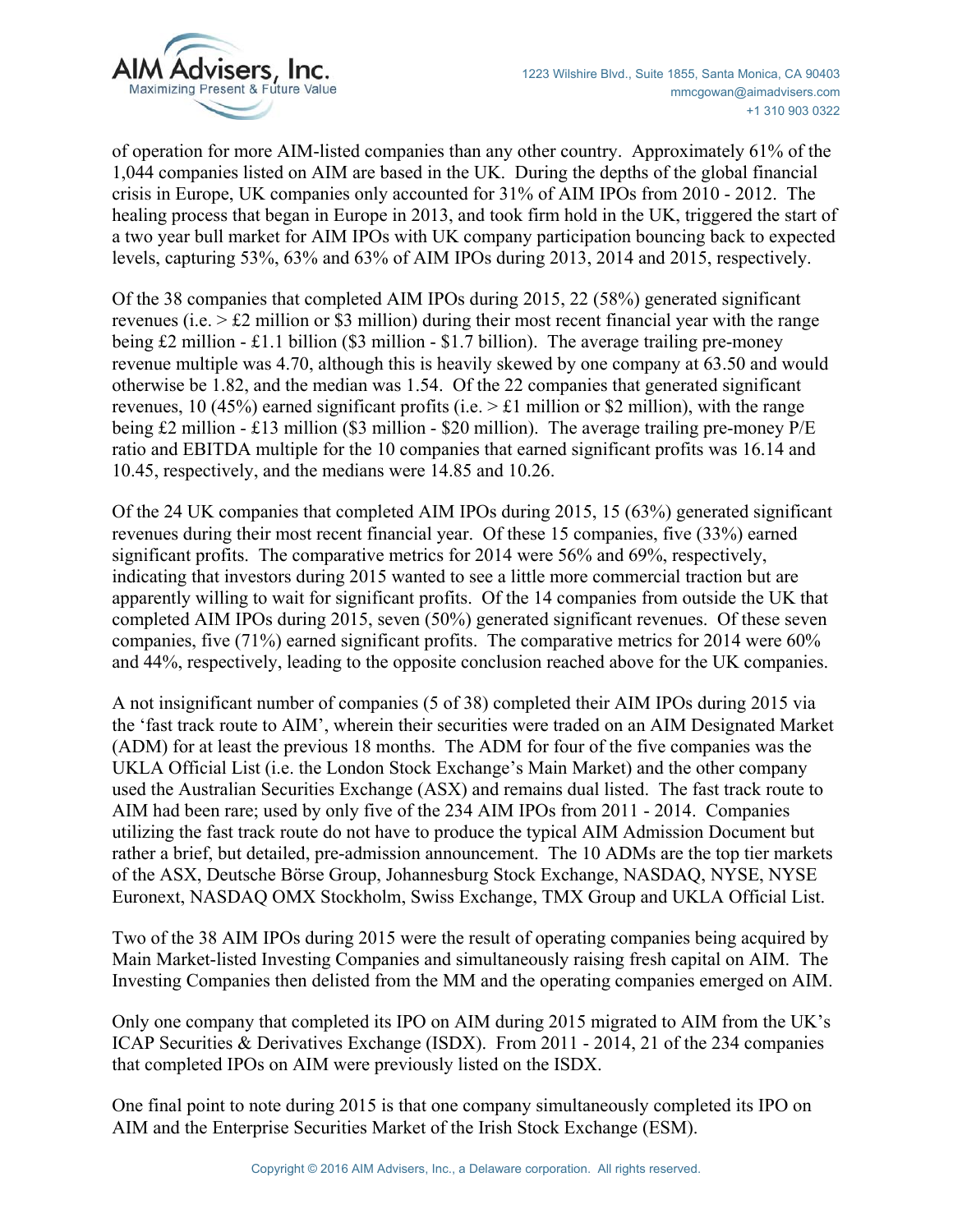of operation for more AIM-listed companies than any other country. Approximately 61% of the 1,044 companies listed on AIM are based in the UK. During the depths of the global financial crisis in Europe, UK companies only accounted for 31% of AIM IPOs from 2010 - 2012. The healing process that began in Europe in 2013, and took firm hold in the UK, triggered the start of a two year bull market for AIM IPOs with UK company participation bouncing back to expected levels, capturing 53%, 63% and 63% of AIM IPOs during 2013, 2014 and 2015, respectively.

Of the 38 companies that completed AIM IPOs during 2015, 22 (58%) generated significant revenues (i.e. > £2 million or $3 million) during their most recent financial year with the range being £2 million - £1.1 billion ($3 million - $1.7 billion). The average trailing pre-money revenue multiple was 4.70, although this is heavily skewed by one company at 63.50 and would otherwise be 1.82, and the median was 1.54. Of the 22 companies that generated significant revenues, 10 (45%) earned significant profits (i.e. > £1 million or $2 million), with the range being £2 million - £13 million ($3 million - $20 million). The average trailing pre-money P/E ratio and EBITDA multiple for the 10 companies that earned significant profits was 16.14 and 10.45, respectively, and the medians were 14.85 and 10.26.

Of the 24 UK companies that completed AIM IPOs during 2015, 15 (63%) generated significant revenues during their most recent financial year. Of these 15 companies, five (33%) earned significant profits. The comparative metrics for 2014 were 56% and 69%, respectively, indicating that investors during 2015 wanted to see a little more commercial traction but are apparently willing to wait for significant profits. Of the 14 companies from outside the UK that completed AIM IPOs during 2015, seven (50%) generated significant revenues. Of these seven companies, five (71%) earned significant profits. The comparative metrics for 2014 were 60% and 44%, respectively, leading to the opposite conclusion reached above for the UK companies.

A not insignificant number of companies (5 of 38) completed their AIM IPOs during 2015 via the 'fast track route to AIM', wherein their securities were traded on an AIM Designated Market (ADM) for at least the previous 18 months. The ADM for four of the five companies was the UKLA Official List (i.e. the London Stock Exchange's Main Market) and the other company used the Australian Securities Exchange (ASX) and remains dual listed. The fast track route to AIM had been rare; used by only five of the 234 AIM IPOs from 2011 - 2014. Companies utilizing the fast track route do not have to produce the typical AIM Admission Document but rather a brief, but detailed, pre-admission announcement. The 10 ADMs are the top tier markets of the ASX, Deutsche Börse Group, Johannesburg Stock Exchange, NASDAQ, NYSE, NYSE Euronext, NASDAQ OMX Stockholm, Swiss Exchange, TMX Group and UKLA Official List.

Two of the 38 AIM IPOs during 2015 were the result of operating companies being acquired by Main Market-listed Investing Companies and simultaneously raising fresh capital on AIM. The Investing Companies then delisted from the MM and the operating companies emerged on AIM.

Only one company that completed its IPO on AIM during 2015 migrated to AIM from the UK's ICAP Securities & Derivatives Exchange (ISDX). From 2011 - 2014, 21 of the 234 companies that completed IPOs on AIM were previously listed on the ISDX.

One final point to note during 2015 is that one company simultaneously completed its IPO on AIM and the Enterprise Securities Market of the Irish Stock Exchange (ESM).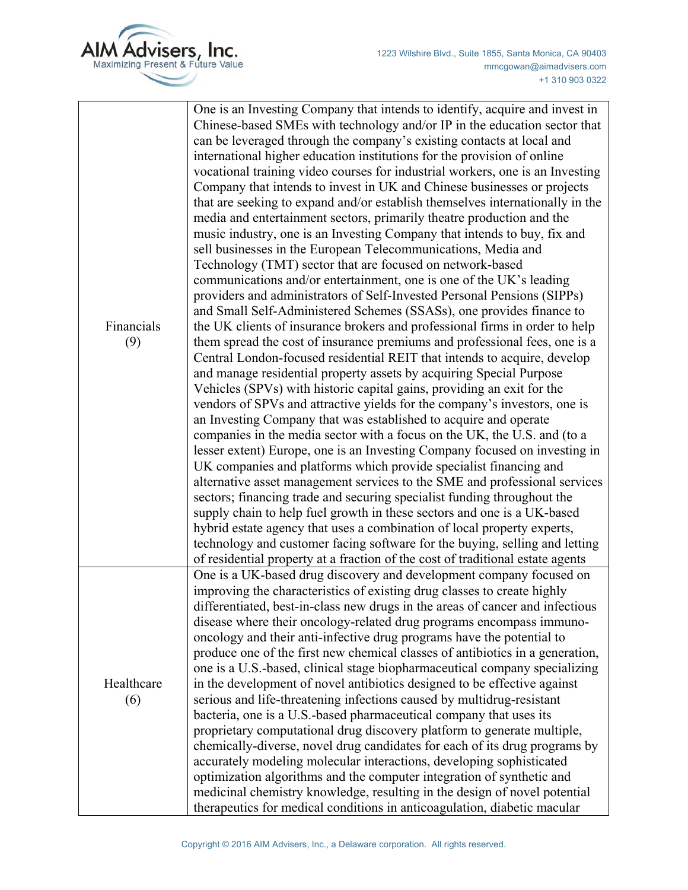| | |
|---|---|
| Financials (9) | One is an Investing Company that intends to identify, acquire and invest in Chinese-based SMEs with technology and/or IP in the education sector that can be leveraged through the company's existing contacts at local and international higher education institutions for the provision of online vocational training video courses for industrial workers, one is an Investing Company that intends to invest in UK and Chinese businesses or projects that are seeking to expand and/or establish themselves internationally in the media and entertainment sectors, primarily theatre production and the music industry, one is an Investing Company that intends to buy, fix and sell businesses in the European Telecommunications, Media and Technology (TMT) sector that are focused on network-based communications and/or entertainment, one is one of the UK's leading providers and administrators of Self-Invested Personal Pensions (SIPPs) and Small Self-Administered Schemes (SSASs), one provides finance to the UK clients of insurance brokers and professional firms in order to help them spread the cost of insurance premiums and professional fees, one is a Central London-focused residential REIT that intends to acquire, develop and manage residential property assets by acquiring Special Purpose Vehicles (SPVs) with historic capital gains, providing an exit for the vendors of SPVs and attractive yields for the company's investors, one is an Investing Company that was established to acquire and operate companies in the media sector with a focus on the UK, the U.S. and (to a lesser extent) Europe, one is an Investing Company focused on investing in UK companies and platforms which provide specialist financing and alternative asset management services to the SME and professional services sectors; financing trade and securing specialist funding throughout the supply chain to help fuel growth in these sectors and one is a UK-based hybrid estate agency that uses a combination of local property experts, technology and customer facing software for the buying, selling and letting of residential property at a fraction of the cost of traditional estate agents |
| Healthcare (6) | One is a UK-based drug discovery and development company focused on improving the characteristics of existing drug classes to create highly differentiated, best-in-class new drugs in the areas of cancer and infectious disease where their oncology-related drug programs encompass immuno-oncology and their anti-infective drug programs have the potential to produce one of the first new chemical classes of antibiotics in a generation, one is a U.S.-based, clinical stage biopharmaceutical company specializing in the development of novel antibiotics designed to be effective against serious and life-threatening infections caused by multidrug-resistant bacteria, one is a U.S.-based pharmaceutical company that uses its proprietary computational drug discovery platform to generate multiple, chemically-diverse, novel drug candidates for each of its drug programs by accurately modeling molecular interactions, developing sophisticated optimization algorithms and the computer integration of synthetic and medicinal chemistry knowledge, resulting in the design of novel potential therapeutics for medical conditions in anticoagulation, diabetic macular |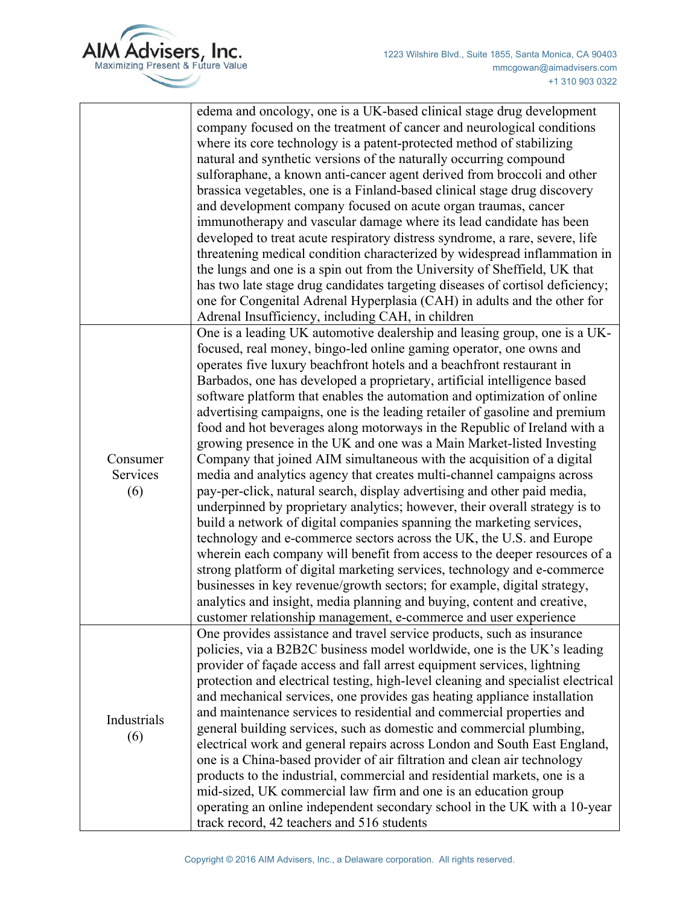| | |
|---|---|
| | edema and oncology, one is a UK-based clinical stage drug development company focused on the treatment of cancer and neurological conditions where its core technology is a patent-protected method of stabilizing natural and synthetic versions of the naturally occurring compound sulforaphane, a known anti-cancer agent derived from broccoli and other brassica vegetables, one is a Finland-based clinical stage drug discovery and development company focused on acute organ traumas, cancer immunotherapy and vascular damage where its lead candidate has been developed to treat acute respiratory distress syndrome, a rare, severe, life threatening medical condition characterized by widespread inflammation in the lungs and one is a spin out from the University of Sheffield, UK that has two late stage drug candidates targeting diseases of cortisol deficiency; one for Congenital Adrenal Hyperplasia (CAH) in adults and the other for Adrenal Insufficiency, including CAH, in children |
| Consumer Services (6) | One is a leading UK automotive dealership and leasing group, one is a UK-focused, real money, bingo-led online gaming operator, one owns and operates five luxury beachfront hotels and a beachfront restaurant in Barbados, one has developed a proprietary, artificial intelligence based software platform that enables the automation and optimization of online advertising campaigns, one is the leading retailer of gasoline and premium food and hot beverages along motorways in the Republic of Ireland with a growing presence in the UK and one was a Main Market-listed Investing Company that joined AIM simultaneous with the acquisition of a digital media and analytics agency that creates multi-channel campaigns across pay-per-click, natural search, display advertising and other paid media, underpinned by proprietary analytics; however, their overall strategy is to build a network of digital companies spanning the marketing services, technology and e-commerce sectors across the UK, the U.S. and Europe wherein each company will benefit from access to the deeper resources of a strong platform of digital marketing services, technology and e-commerce businesses in key revenue/growth sectors; for example, digital strategy, analytics and insight, media planning and buying, content and creative, customer relationship management, e-commerce and user experience |
| Industrials (6) | One provides assistance and travel service products, such as insurance policies, via a B2B2C business model worldwide, one is the UK's leading provider of façade access and fall arrest equipment services, lightning protection and electrical testing, high-level cleaning and specialist electrical and mechanical services, one provides gas heating appliance installation and maintenance services to residential and commercial properties and general building services, such as domestic and commercial plumbing, electrical work and general repairs across London and South East England, one is a China-based provider of air filtration and clean air technology products to the industrial, commercial and residential markets, one is a mid-sized, UK commercial law firm and one is an education group operating an online independent secondary school in the UK with a 10-year track record, 42 teachers and 516 students |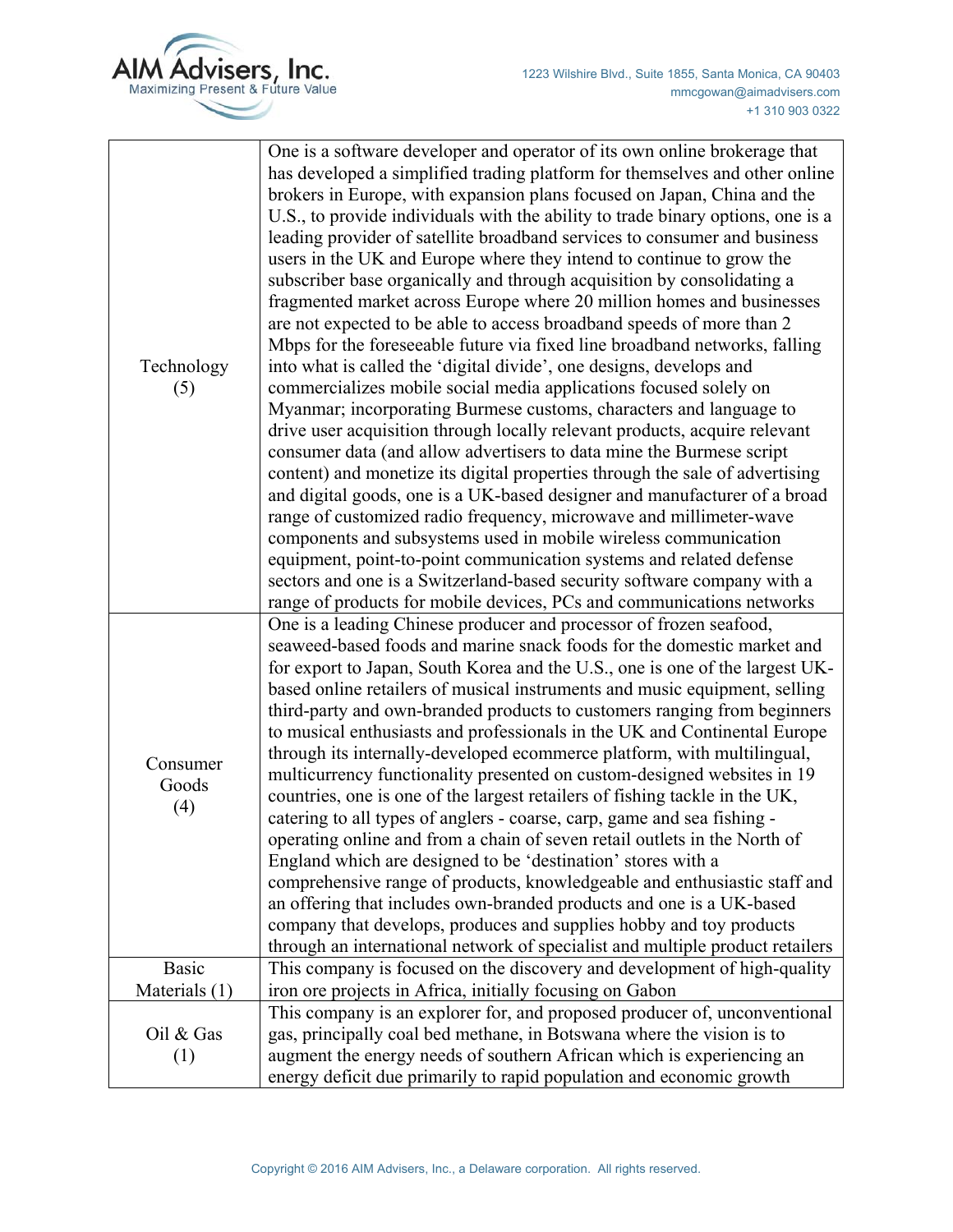| | |
|---|---|
| Technology (5) | One is a software developer and operator of its own online brokerage that has developed a simplified trading platform for themselves and other online brokers in Europe, with expansion plans focused on Japan, China and the U.S., to provide individuals with the ability to trade binary options, one is a leading provider of satellite broadband services to consumer and business users in the UK and Europe where they intend to continue to grow the subscriber base organically and through acquisition by consolidating a fragmented market across Europe where 20 million homes and businesses are not expected to be able to access broadband speeds of more than 2 Mbps for the foreseeable future via fixed line broadband networks, falling into what is called the 'digital divide', one designs, develops and commercializes mobile social media applications focused solely on Myanmar; incorporating Burmese customs, characters and language to drive user acquisition through locally relevant products, acquire relevant consumer data (and allow advertisers to data mine the Burmese script content) and monetize its digital properties through the sale of advertising and digital goods, one is a UK-based designer and manufacturer of a broad range of customized radio frequency, microwave and millimeter-wave components and subsystems used in mobile wireless communication equipment, point-to-point communication systems and related defense sectors and one is a Switzerland-based security software company with a range of products for mobile devices, PCs and communications networks |
| Consumer Goods (4) | One is a leading Chinese producer and processor of frozen seafood, seaweed-based foods and marine snack foods for the domestic market and for export to Japan, South Korea and the U.S., one is one of the largest UK-based online retailers of musical instruments and music equipment, selling third-party and own-branded products to customers ranging from beginners to musical enthusiasts and professionals in the UK and Continental Europe through its internally-developed ecommerce platform, with multilingual, multicurrency functionality presented on custom-designed websites in 19 countries, one is one of the largest retailers of fishing tackle in the UK, catering to all types of anglers - coarse, carp, game and sea fishing - operating online and from a chain of seven retail outlets in the North of England which are designed to be 'destination' stores with a comprehensive range of products, knowledgeable and enthusiastic staff and an offering that includes own-branded products and one is a UK-based company that develops, produces and supplies hobby and toy products through an international network of specialist and multiple product retailers |
| Basic Materials (1) | This company is focused on the discovery and development of high-quality iron ore projects in Africa, initially focusing on Gabon |
| Oil & Gas (1) | This company is an explorer for, and proposed producer of, unconventional gas, principally coal bed methane, in Botswana where the vision is to augment the energy needs of southern African which is experiencing an energy deficit due primarily to rapid population and economic growth |